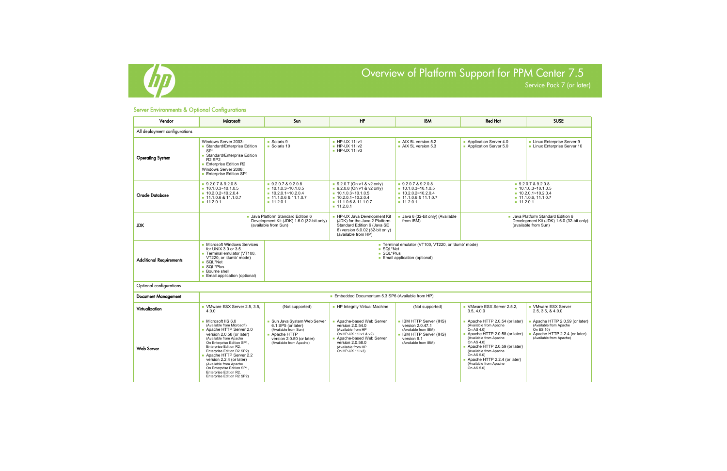# Overview of Platform Support for PPM Center 7.5

Service Pack 7 (or later)

## Server Environments & Optional Configurations

| Vendor | Microsoft | Sun | HP | IBM | Red Hat | SUSE |
|---|---|---|---|---|---|---|
| All deployment configurations | | | | | | |
| **Operating System** | Windows Server 2003:<br>▪ Standard/Enterprise Edition SP1<br>▪ Standard/Enterprise Edition R2 SP2<br>▪ Enterprise Edition R2<br>Windows Server 2008:<br>▪ Enterprise Edition SP1 | ▪ Solaris 9<br>▪ Solaris 10 | ▪ HP-UX 11i v1<br>▪ HP-UX 11i v2<br>▪ HP-UX 11i v3 | ▪ AIX 5L version 5.2<br>▪ AIX 5L version 5.3 | ▪ Application Server 4.0<br>▪ Application Server 5.0 | ▪ Linux Enterprise Server 9<br>▪ Linux Enterprise Server 10 |
| **Oracle Database** | ▪ 9.2.0.7 & 9.2.0.8<br>▪ 10.1.0.3~10.1.0.5<br>▪ 10.2.0.2~10.2.0.4<br>▪ 11.1.0.6 & 11.1.0.7<br>▪ 11.2.0.1 | ▪ 9.2.0.7 & 9.2.0.8<br>▪ 10.1.0.3~10.1.0.5<br>▪ 10.2.0.1~10.2.0.4<br>▪ 11.1.0.6 & 11.1.0.7<br>▪ 11.2.0.1 | ▪ 9.2.0.7 (On v1 & v2 only)<br>▪ 9.2.0.8 (On v1 & v2 only)<br>▪ 10.1.0.3~10.1.0.5<br>▪ 10.2.0.1~10.2.0.4<br>▪ 11.1.0.6 & 11.1.0.7<br>▪ 11.2.0.1 | ▪ 9.2.0.7 & 9.2.0.8<br>▪ 10.1.0.3~10.1.0.5<br>▪ 10.2.0.2~10.2.0.4<br>▪ 11.1.0.6 & 11.1.0.7<br>▪ 11.2.0.1 | ▪ 9.2.0.7 & 9.2.0.8<br>▪ 10.1.0.3~10.1.0.5<br>▪ 10.2.0.1~10.2.0.4<br>▪ 11.1.0.6, 11.1.0.7<br>▪ 11.2.0.1 | |
| **JDK** | ▪ Java Platform Standard Edition 6 Development Kit (JDK) 1.6.0 (32-bit only) (available from Sun) | | ▪ HP-UX Java Development Kit (JDK) for the Java 2 Platform Standard Edition 6 (Java SE 6) version 6.0.02 (32-bit only) (available from HP) | ▪ Java 6 (32-bit only) (Available from IBM) | ▪ Java Platform Standard Edition 6 Development Kit (JDK) 1.6.0 (32-bit only) (available from Sun) | |
| **Additional Requirements** | ▪ Microsoft Windows Services for UNIX 3.0 or 3.5<br>▪ Terminal emulator (VT100, VT220, or 'dumb' mode)<br>▪ SQL*Net<br>▪ SQL*Plus<br>▪ Bourne shell<br>▪ Email application (optional) | ▪ Terminal emulator (VT100, VT220, or 'dumb' mode)<br>▪ SQL*Net<br>▪ SQL*Plus<br>▪ Email application (optional) | | | | |
| Optional configurations | | | | | | |
| **Document Management** | ▪ Embedded Documentum 5.3 SP6 (Available from HP) | | | | | |
| **Virtualization** | ▪ VMware ESX Server 2.5, 3.5, 4.0.0 | (Not supported) | ▪ HP Integrity Virtual Machine | (Not supported) | ▪ VMware ESX Server 2.5.2, 3.5, 4.0.0 | ▪ VMware ESX Server 2.5, 3.5, & 4.0.0 |
| **Web Server** | ▪ Microsoft IIS 6.0 (Available from Microsoft)<br>▪ Apache HTTP Server 2.0 version 2.0.58 (or later) (Available from Apache On Enterprise Edition SP1, Enterprise Edition R2, Enterprise Edition R2 SP2)<br>▪ Apache HTTP Server 2.2 version 2.2.4 (or later) (Available from Apache On Enterprise Edition SP1, Enterprise Edition R2, Enterprise Edition R2 SP2) | ▪ Sun Java System Web Server 6.1 SP5 (or later) (Available from Sun)<br>▪ Apache HTTP version 2.0.50 (or later) (Available from Apache) | ▪ Apache-based Web Server version 2.0.54.0 (Available from HP On HP-UX 11i v1 & v2)<br>▪ Apache-based Web Server version 2.0.58.0 (Available from HP On HP-UX 11i v3) | ▪ IBM HTTP Server (IHS) version 2.0.47.1 (Available from IBM)<br>▪ IBM HTTP Server (IHS) version 6.1 (Available from IBM) | ▪ Apache HTTP 2.0.54 (or later) (Available from Apache On AS 4.0)<br>▪ Apache HTTP 2.0.58 (or later) (Available from Apache On AS 4.0)<br>▪ Apache HTTP 2.0.59 (or later) (Available from Apache On AS 5.0)<br>▪ Apache HTTP 2.2.4 (or later) (Available from Apache On AS 5.0) | ▪ Apache HTTP 2.0.59 (or later) (Available from Apache On ES 10)<br>▪ Apache HTTP 2.2.4 (or later) (Available from Apache) |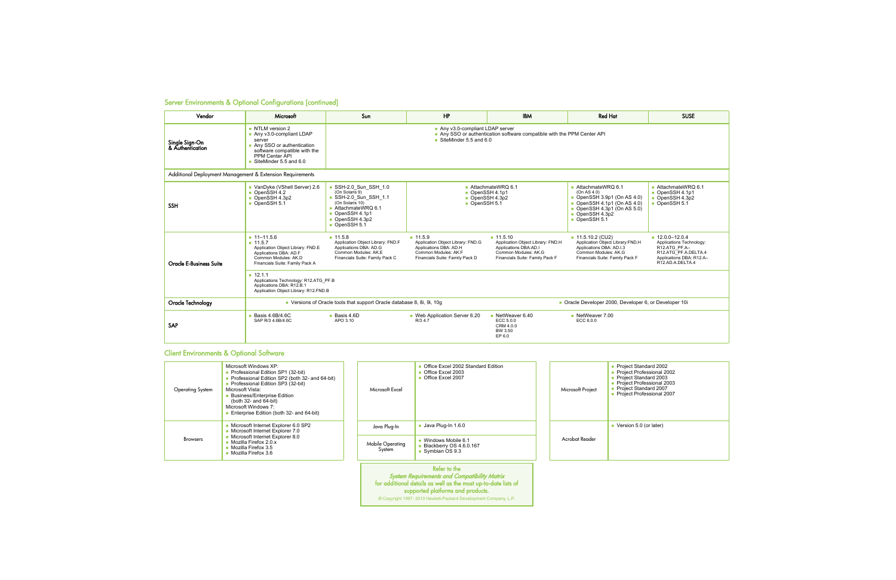## Server Environments & Optional Configurations [continued]

| Vendor | Microsoft | Sun | HP | IBM | Red Hat | SUSE |
|---|---|---|---|---|---|---|
| Single Sign-On & Authentication | NTLM version 2<br>Any v3.0-compliant LDAP server<br>Any SSO or authentication software compatible with the PPM Center API<br>SiteMinder 5.5 and 6.0 | Any v3.0-compliant LDAP server<br>Any SSO or authentication software compatible with the PPM Center API<br>SiteMinder 5.5 and 6.0 | | | | |
| Additional Deployment Management & Extension Requirements | | | | | | |
| SSH | VanDyke (VShell Server) 2.6<br>OpenSSH 4.2<br>OpenSSH 4.3p2<br>OpenSSH 5.1 | SSH-2.0_Sun_SSH_1.0 (On Solaris 9)<br>SSH-2.0_Sun_SSH_1.1 (On Solaris 10)<br>AttachmateWRQ 6.1<br>OpenSSH 4.1p1<br>OpenSSH 4.3p2<br>OpenSSH 5.1 | AttachmateWRQ 6.1<br>OpenSSH 4.1p1<br>OpenSSH 4.3p2<br>OpenSSH 5.1 | | AttachmateWRQ 6.1 (On AS 4.0)<br>OpenSSH 3.9p1 (On AS 4.0)<br>OpenSSH 4.1p1 (On AS 4.0)<br>OpenSSH 4.3p1 (On AS 5.0)<br>OpenSSH 4.3p2<br>OpenSSH 5.1 | AttachmateWRQ 6.1<br>OpenSSH 4.1p1<br>OpenSSH 4.3p2<br>OpenSSH 5.1 |
| Oracle E-Business Suite | 11–11.5.6<br>11.5.7<br>Application Object Library: FND.E<br>Applications DBA: AD.F<br>Common Modules: AK.D<br>Financials Suite: Family Pack A | 11.5.8<br>Application Object Library: FND.F<br>Applications DBA: AD.G<br>Common Modules: AK.E<br>Financials Suite: Family Pack C | 11.5.9<br>Application Object Library: FND.G<br>Applications DBA: AD.H<br>Common Modules: AK.F<br>Financials Suite: Family Pack D | 11.5.10<br>Application Object Library: FND.H<br>Applications DBA:AD.I<br>Common Modules: AK.G<br>Financials Suite: Family Pack F | 11.5.10.2 (CU2)<br>Application Object Library:FND.H<br>Applications DBA: AD.I.3<br>Common Modules: AK.G<br>Financials Suite: Family Pack F | 12.0.0–12.0.4<br>Applications Technology: R12.ATG_PF.A–R12.ATG_PF.A.DELTA.4<br>Applications DBA: R12.A–R12.AD.A.DELTA.4 |
| | 12.1.1<br>Applications Technology: R12.ATG_PF.B<br>Applications DBA: R12.B.1<br>Application Object Library: R12.FND.B | | | | | |
| Oracle Technology | Versions of Oracle tools that support Oracle database 8, 8i, 9i, 10g | | | | Oracle Developer 2000, Developer 6, or Developer 10i | |
| SAP | Basis 4.6B/4.6C<br>SAP R/3 4.6B/4.6C | Basis 4.6D<br>APO 3.10 | Web Application Server 6.20<br>R/3 4.7 | NetWeaver 6.40<br>ECC 5.0.0<br>CRM 4.0.0<br>BW 3.50<br>EP 6.0 | NetWeaver 7.00<br>ECC 6.0.0 | |

## Client Environments & Optional Software

| | |
|---|---|
| Operating System | Microsoft Windows XP:<br>Professional Edition SP1 (32-bit)<br>Professional Edition SP2 (both 32- and 64-bit)<br>Professional Edition SP3 (32-bit)<br>Microsoft Vista:<br>Business/Enterprise Edition (both 32- and 64-bit)<br>Microsoft Windows 7:<br>Enterprise Edition (both 32- and 64-bit) |
| Browsers | Microsoft Internet Explorer 6.0 SP2<br>Microsoft Internet Explorer 7.0<br>Microsoft Internet Explorer 8.0<br>Mozilla Firefox 2.0.x<br>Mozilla Firefox 3.5<br>Mozilla Firefox 3.6 |

| | |
|---|---|
| Microsoft Excel | Office Excel 2002 Standard Edition<br>Office Excel 2003<br>Office Excel 2007 |
| Java Plug-In | Java Plug-In 1.6.0 |
| Mobile Operating System | Windows Mobile 6.1<br>Blackberry OS 4.6.0.167<br>Symbian OS 9.3 |

| | |
|---|---|
| Microsoft Project | Project Standard 2002<br>Project Professional 2002<br>Project Standard 2003<br>Project Professional 2003<br>Project Standard 2007<br>Project Professional 2007 |
| Acrobat Reader | Version 5.0 (or later) |

Refer to the *System Requirements and Compatibility Matrix* for additional details as well as the most up-to-date lists of supported platforms and products.

© Copyright 1997- 2010 Hewlett-Packard Development Company, L.P.